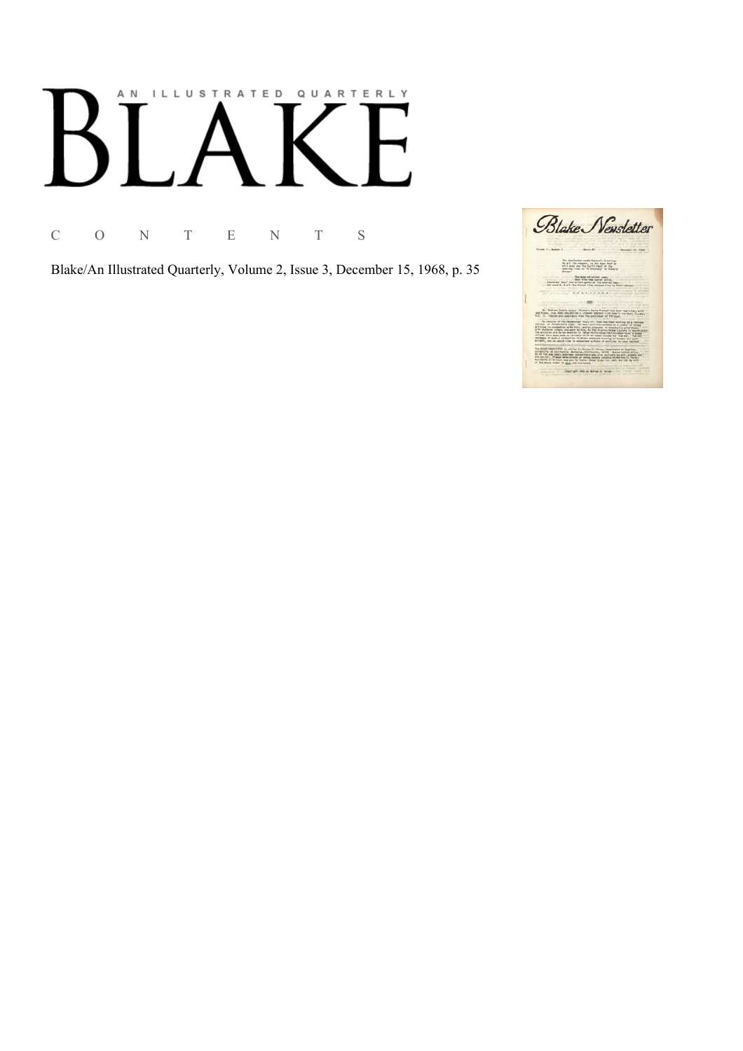AN ILLUSTRATED QUARTERLY

# BLAKE

C O N T E N T S

Blake/An Illustrated Quarterly, Volume 2, Issue 3, December 15, 1968, p. 35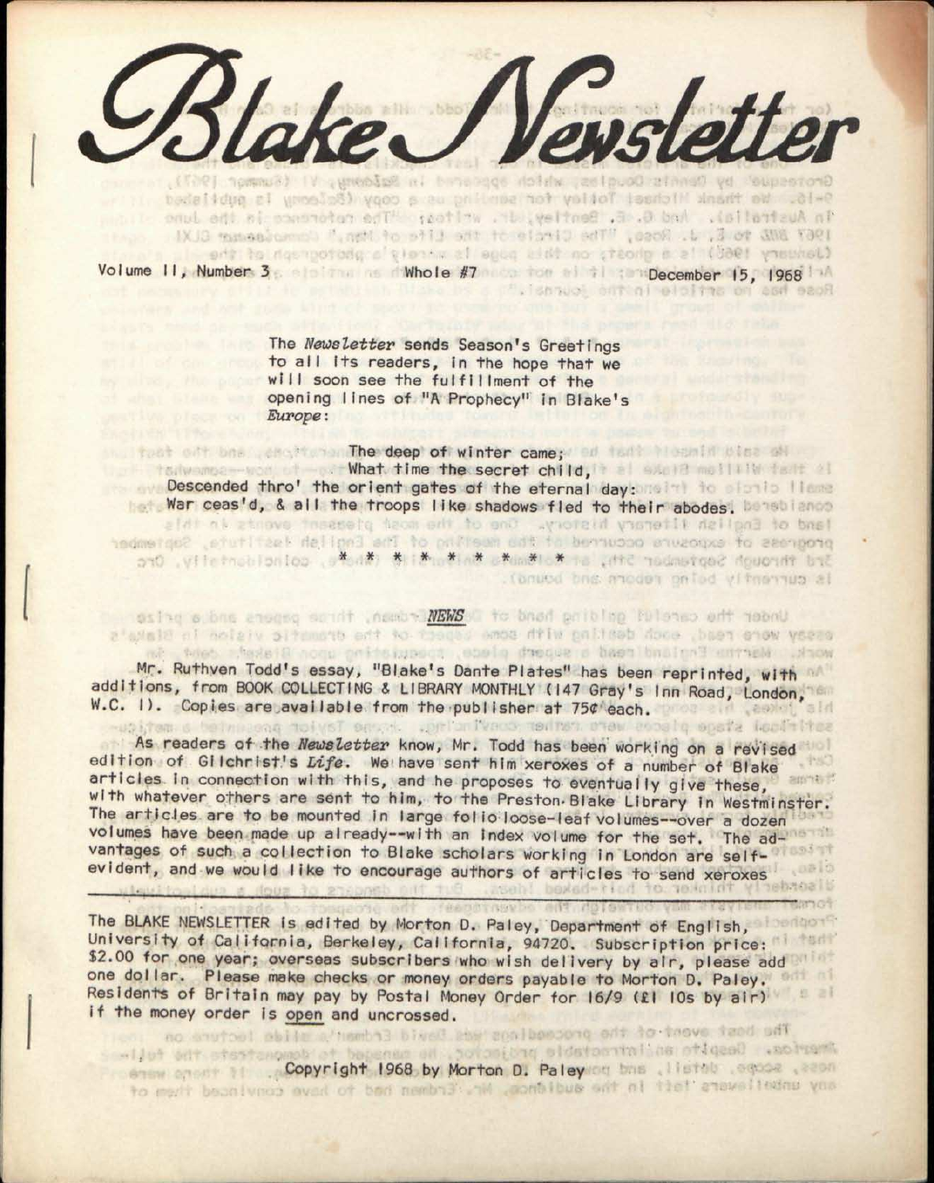# Blake Newsletter

Volume II, Number 3 Whole #7 December 15, 1968

The *Newsletter* sends Season's Greetings to all its readers, in the hope that we will soon see the fulfillment of the opening lines of "A Prophecy" in Blake's *Europe*:

> The deep of winter came;
> What time the secret child,
> Descended thro' the orient gates of the eternal day:
> War ceas'd, & all the troops like shadows fled to their abodes.

\* \* \* \* \* \* \* \* \* \*

## *NEWS*

Mr. Ruthven Todd's essay, "Blake's Dante Plates" has been reprinted, with additions, from BOOK COLLECTING & LIBRARY MONTHLY (147 Gray's Inn Road, London, W.C. 1). Copies are available from the publisher at 75¢ each.

As readers of the *Newsletter* know, Mr. Todd has been working on a revised edition of Gilchrist's *Life*. We have sent him xeroxes of a number of Blake articles in connection with this, and he proposes to eventually give these, with whatever others are sent to him, to the Preston Blake Library in Westminster. The articles are to be mounted in large folio loose-leaf volumes--over a dozen volumes have been made up already--with an index volume for the set. The advantages of such a collection to Blake scholars working in London are self-evident, and we would like to encourage authors of articles to send xeroxes

---

The BLAKE NEWSLETTER is edited by Morton D. Paley, Department of English, University of California, Berkeley, California, 94720. Subscription price: $2.00 for one year; overseas subscribers who wish delivery by air, please add one dollar. Please make checks or money orders payable to Morton D. Paley. Residents of Britain may pay by Postal Money Order for 16/9 (£1 10s by air) if the money order is open and uncrossed.

Copyright 1968 by Morton D. Paley